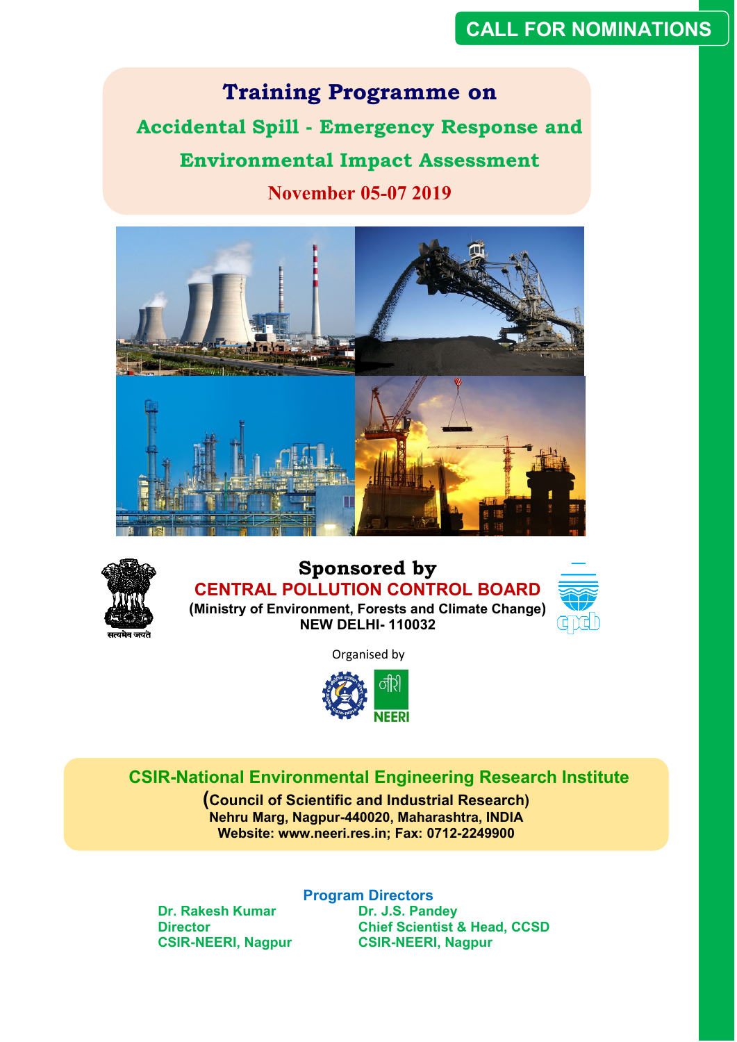CALL FOR NOMINATIONS

# Training Programme on

## Accidental Spill - Emergency Response and Environmental Impact Assessment

**November 05-07 2019**

सत्यमेव जयते

**Sponsored by**

**CENTRAL POLLUTION CONTROL BOARD**

**(Ministry of Environment, Forests and Climate Change)**
**NEW DELHI- 110032**

cpcb

Organised by

NEERI

**CSIR-National Environmental Engineering Research Institute**

**(Council of Scientific and Industrial Research)**
**Nehru Marg, Nagpur-440020, Maharashtra, INDIA**
**Website: www.neeri.res.in; Fax: 0712-2249900**

**Program Directors**

**Dr. Rakesh Kumar**
**Director**
**CSIR-NEERI, Nagpur**

**Dr. J.S. Pandey**
**Chief Scientist & Head, CCSD**
**CSIR-NEERI, Nagpur**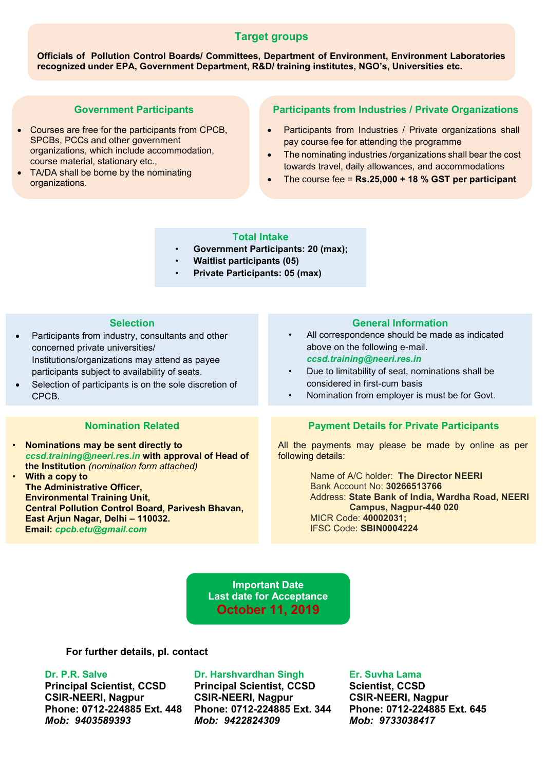## Target groups

**Officials of Pollution Control Boards/ Committees, Department of Environment, Environment Laboratories recognized under EPA, Government Department, R&D/ training institutes, NGO's, Universities etc.**

## Government Participants

- Courses are free for the participants from CPCB, SPCBs, PCCs and other government organizations, which include accommodation, course material, stationary etc.,
- TA/DA shall be borne by the nominating organizations.

## Participants from Industries / Private Organizations

- Participants from Industries / Private organizations shall pay course fee for attending the programme
- The nominating industries /organizations shall bear the cost towards travel, daily allowances, and accommodations
- The course fee = **Rs.25,000 + 18 % GST per participant**

## Total Intake

- **Government Participants: 20 (max);**
- **Waitlist participants (05)**
- **Private Participants: 05 (max)**

## Selection

- Participants from industry, consultants and other concerned private universities/ Institutions/organizations may attend as payee participants subject to availability of seats.
- Selection of participants is on the sole discretion of CPCB.

## General Information

- All correspondence should be made as indicated above on the following e-mail. ***ccsd.training@neeri.res.in***
- Due to limitability of seat, nominations shall be considered in first-cum basis
- Nomination from employer is must be for Govt.

## Nomination Related

- **Nominations may be sent directly to *ccsd.training@neeri.res.in* with approval of Head of the Institution** *(nomination form attached)*
- **With a copy to**
  **The Administrative Officer,**
  **Environmental Training Unit,**
  **Central Pollution Control Board, Parivesh Bhavan, East Arjun Nagar, Delhi – 110032.**
  **Email: *cpcb.etu@gmail.com***

## Payment Details for Private Participants

All the payments may please be made by online as per following details:

Name of A/C holder: **The Director NEERI**
Bank Account No: **30266513766**
Address: **State Bank of India, Wardha Road, NEERI Campus, Nagpur-440 020**
MICR Code: **40002031;**
IFSC Code: **SBIN0004224**

**Important Date**
**Last date for Acceptance**
**October 11, 2019**

**For further details, pl. contact**

**Dr. P.R. Salve**
**Principal Scientist, CCSD**
**CSIR-NEERI, Nagpur**
**Phone: 0712-224885 Ext. 448**
***Mob: 9403589393***

**Dr. Harshvardhan Singh**
**Principal Scientist, CCSD**
**CSIR-NEERI, Nagpur**
**Phone: 0712-224885 Ext. 344**
***Mob: 9422824309***

**Er. Suvha Lama**
**Scientist, CCSD**
**CSIR-NEERI, Nagpur**
**Phone: 0712-224885 Ext. 645**
***Mob: 9733038417***